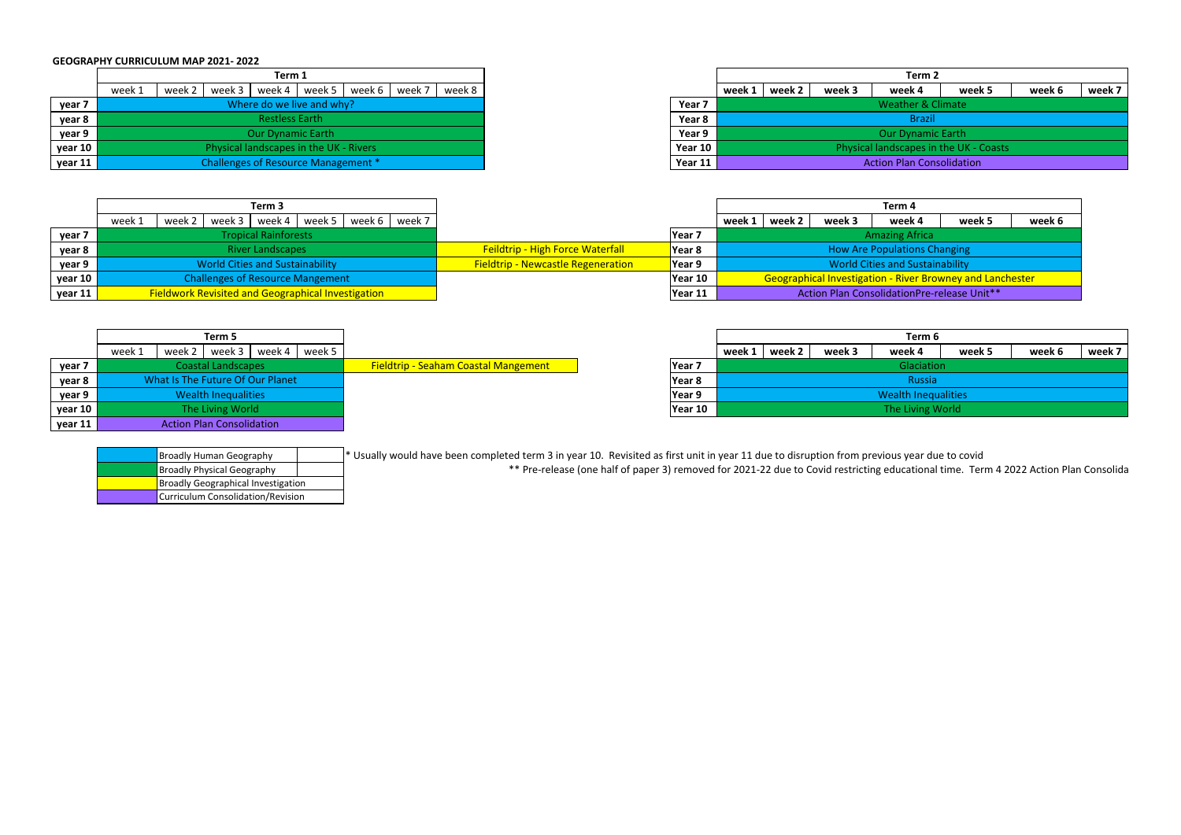**GEOGRAPHY CURRICULUM MAP 2021- 2022**

| | Term 1 | | | | | | | |
|---|---|---|---|---|---|---|---|---|
| | week 1 | week 2 | week 3 | week 4 | week 5 | week 6 | week 7 | week 8 |
| **year 7** | Where do we live and why? | | | | | | | |
| **year 8** | Restless Earth | | | | | | | |
| **year 9** | Our Dynamic Earth | | | | | | | |
| **year 10** | Physical landscapes in the UK - Rivers | | | | | | | |
| **year 11** | Challenges of Resource Management * | | | | | | | |

| | Term 2 | | | | | | |
|---|---|---|---|---|---|---|---|
| | **week 1** | **week 2** | **week 3** | **week 4** | **week 5** | **week 6** | **week 7** |
| **Year 7** | Weather & Climate | | | | | | |
| **Year 8** | Brazil | | | | | | |
| **Year 9** | Our Dynamic Earth | | | | | | |
| **Year 10** | Physical landscapes in the UK - Coasts | | | | | | |
| **Year 11** | Action Plan Consolidation | | | | | | |

| | Term 3 | | | | | | | |
|---|---|---|---|---|---|---|---|---|
| | week 1 | week 2 | week 3 | week 4 | week 5 | week 6 | week 7 | |
| **year 7** | Tropical Rainforests | | | | | | | |
| **year 8** | River Landscapes | | | | | | | Feildtrip - High Force Waterfall |
| **year 9** | World Cities and Sustainability | | | | | | | Fieldtrip - Newcastle Regeneration |
| **year 10** | Challenges of Resource Mangement | | | | | | | |
| **year 11** | Fieldwork Revisited and Geographical Investigation | | | | | | | |

| | Term 4 | | | | | |
|---|---|---|---|---|---|---|
| | **week 1** | **week 2** | **week 3** | **week 4** | **week 5** | **week 6** |
| **Year 7** | Amazing Africa | | | | | |
| **Year 8** | How Are Populations Changing | | | | | |
| **Year 9** | World Cities and Sustainability | | | | | |
| **Year 10** | Geographical Investigation - River Browney and Lanchester | | | | | |
| **Year 11** | Action Plan ConsolidationPre-release Unit** | | | | | |

| | Term 5 | | | | | |
|---|---|---|---|---|---|---|
| | week 1 | week 2 | week 3 | week 4 | week 5 | |
| **year 7** | Coastal Landscapes | | | | | Fieldtrip - Seaham Coastal Mangement |
| **year 8** | What Is The Future Of Our Planet | | | | | |
| **year 9** | Wealth Inequalities | | | | | |
| **year 10** | The Living World | | | | | |
| **year 11** | Action Plan Consolidation | | | | | |

| | Term 6 | | | | | | |
|---|---|---|---|---|---|---|---|
| | **week 1** | **week 2** | **week 3** | **week 4** | **week 5** | **week 6** | **week 7** |
| **Year 7** | Glaciation | | | | | | |
| **Year 8** | Russia | | | | | | |
| **Year 9** | Wealth Inequalities | | | | | | |
| **Year 10** | The Living World | | | | | | |

| Colour key | |
|---|---|
| (Blue) | Broadly Human Geography |
| (Green) | Broadly Physical Geography |
| (Yellow) | Broadly Geographical Investigation |
| (Purple) | Curriculum Consolidation/Revision |

* Usually would have been completed term 3 in year 10. Revisited as first unit in year 11 due to disruption from previous year due to covid

** Pre-release (one half of paper 3) removed for 2021-22 due to Covid restricting educational time. Term 4 2022 Action Plan Consolida